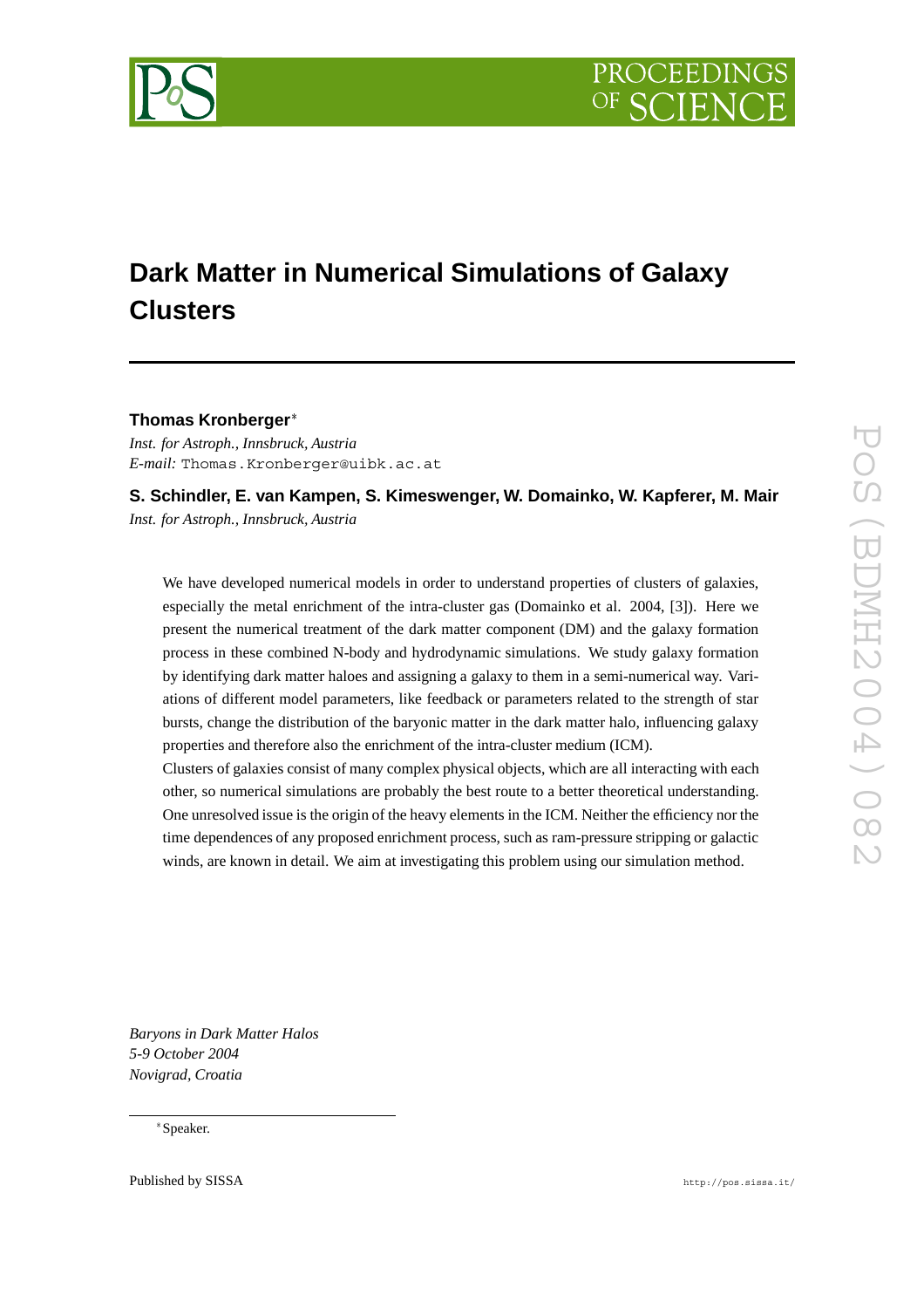# Dark Matter in Numerical Simulations of Galaxy Clusters

**Thomas Kronberger***

*Inst. for Astroph., Innsbruck, Austria*
*E-mail:* Thomas.Kronberger@uibk.ac.at

**S. Schindler, E. van Kampen, S. Kimeswenger, W. Domainko, W. Kapferer, M. Mair**

*Inst. for Astroph., Innsbruck, Austria*

We have developed numerical models in order to understand properties of clusters of galaxies, especially the metal enrichment of the intra-cluster gas (Domainko et al. 2004, [3]). Here we present the numerical treatment of the dark matter component (DM) and the galaxy formation process in these combined N-body and hydrodynamic simulations. We study galaxy formation by identifying dark matter haloes and assigning a galaxy to them in a semi-numerical way. Variations of different model parameters, like feedback or parameters related to the strength of star bursts, change the distribution of the baryonic matter in the dark matter halo, influencing galaxy properties and therefore also the enrichment of the intra-cluster medium (ICM).

Clusters of galaxies consist of many complex physical objects, which are all interacting with each other, so numerical simulations are probably the best route to a better theoretical understanding. One unresolved issue is the origin of the heavy elements in the ICM. Neither the efficiency nor the time dependences of any proposed enrichment process, such as ram-pressure stripping or galactic winds, are known in detail. We aim at investigating this problem using our simulation method.

*Baryons in Dark Matter Halos*
*5-9 October 2004*
*Novigrad, Croatia*

*Speaker.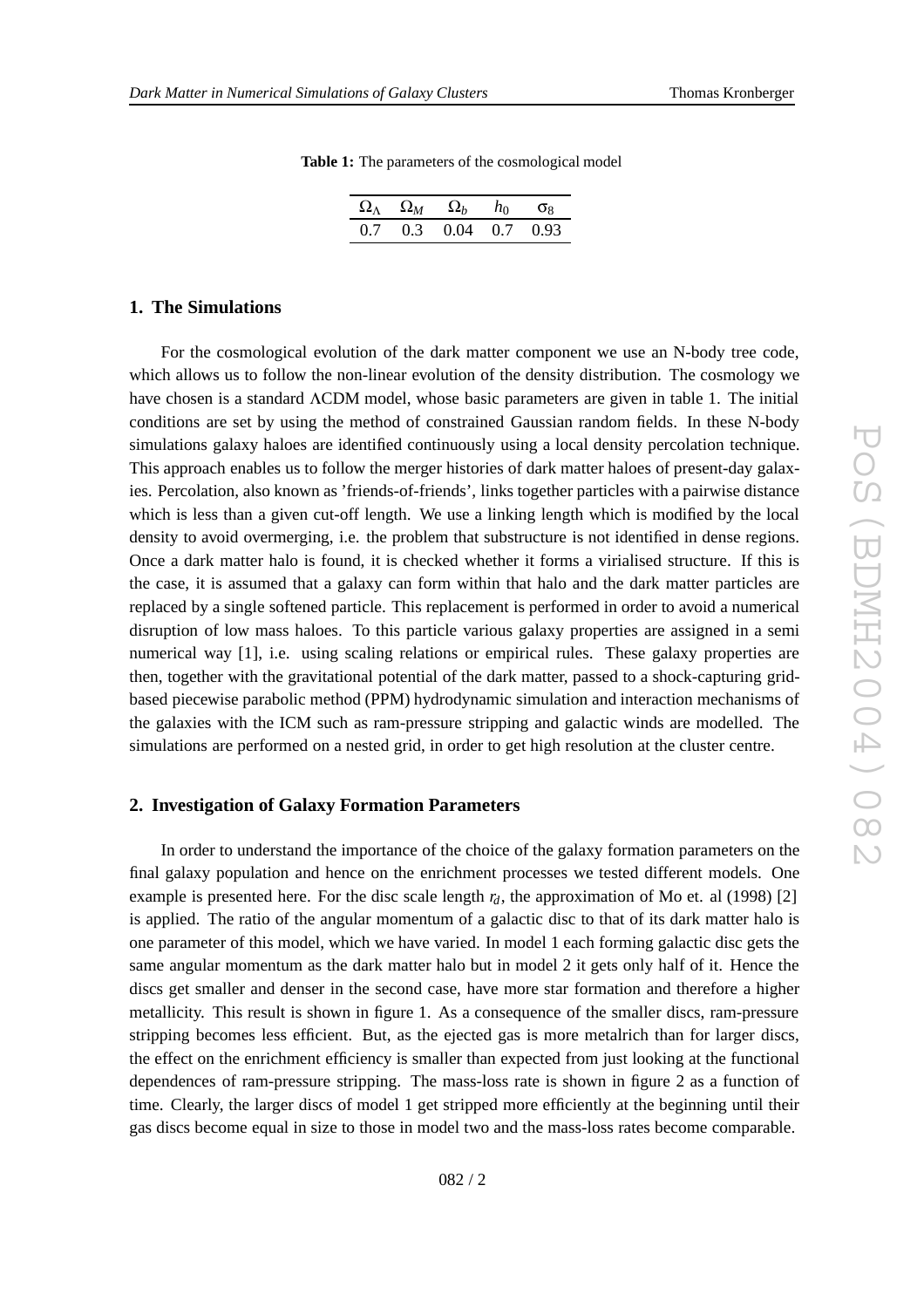**Table 1:** The parameters of the cosmological model

| $\Omega_\Lambda$ | $\Omega_M$ | $\Omega_b$ | $h_0$ | $\sigma_8$ |
|---|---|---|---|---|
| 0.7 | 0.3 | 0.04 | 0.7 | 0.93 |

## 1. The Simulations

For the cosmological evolution of the dark matter component we use an N-body tree code, which allows us to follow the non-linear evolution of the density distribution. The cosmology we have chosen is a standard ΛCDM model, whose basic parameters are given in table 1. The initial conditions are set by using the method of constrained Gaussian random fields. In these N-body simulations galaxy haloes are identified continuously using a local density percolation technique. This approach enables us to follow the merger histories of dark matter haloes of present-day galaxies. Percolation, also known as 'friends-of-friends', links together particles with a pairwise distance which is less than a given cut-off length. We use a linking length which is modified by the local density to avoid overmerging, i.e. the problem that substructure is not identified in dense regions. Once a dark matter halo is found, it is checked whether it forms a virialised structure. If this is the case, it is assumed that a galaxy can form within that halo and the dark matter particles are replaced by a single softened particle. This replacement is performed in order to avoid a numerical disruption of low mass haloes. To this particle various galaxy properties are assigned in a semi numerical way [1], i.e. using scaling relations or empirical rules. These galaxy properties are then, together with the gravitational potential of the dark matter, passed to a shock-capturing grid-based piecewise parabolic method (PPM) hydrodynamic simulation and interaction mechanisms of the galaxies with the ICM such as ram-pressure stripping and galactic winds are modelled. The simulations are performed on a nested grid, in order to get high resolution at the cluster centre.

## 2. Investigation of Galaxy Formation Parameters

In order to understand the importance of the choice of the galaxy formation parameters on the final galaxy population and hence on the enrichment processes we tested different models. One example is presented here. For the disc scale length $r_d$, the approximation of Mo et. al (1998) [2] is applied. The ratio of the angular momentum of a galactic disc to that of its dark matter halo is one parameter of this model, which we have varied. In model 1 each forming galactic disc gets the same angular momentum as the dark matter halo but in model 2 it gets only half of it. Hence the discs get smaller and denser in the second case, have more star formation and therefore a higher metallicity. This result is shown in figure 1. As a consequence of the smaller discs, ram-pressure stripping becomes less efficient. But, as the ejected gas is more metalrich than for larger discs, the effect on the enrichment efficiency is smaller than expected from just looking at the functional dependences of ram-pressure stripping. The mass-loss rate is shown in figure 2 as a function of time. Clearly, the larger discs of model 1 get stripped more efficiently at the beginning until their gas discs become equal in size to those in model two and the mass-loss rates become comparable.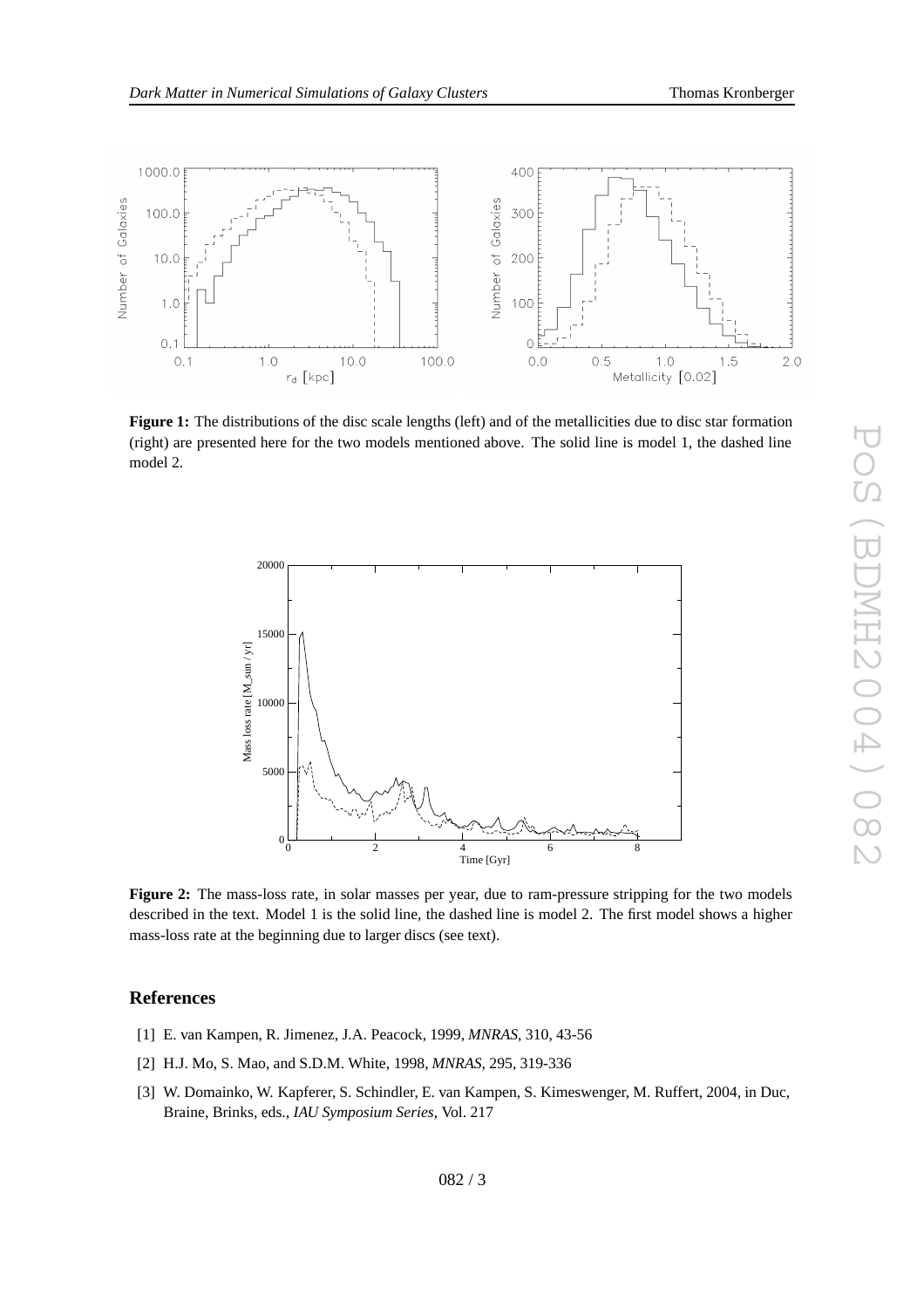1000.0

100.0

10.0

1.0

0.1

Number of Galaxies

0.1 1.0 10.0 100.0

$r_d$ [kpc]

400

300

200

100

0

Number of Galaxies

0.0 0.5 1.0 1.5 2.0

Metallicity [0.02]

**Figure 1:** The distributions of the disc scale lengths (left) and of the metallicities due to disc star formation (right) are presented here for the two models mentioned above. The solid line is model 1, the dashed line model 2.

20000

15000

10000

5000

0

Mass loss rate [M_sun / yr]

0 2 4 6 8

Time [Gyr]

**Figure 2:** The mass-loss rate, in solar masses per year, due to ram-pressure stripping for the two models described in the text. Model 1 is the solid line, the dashed line is model 2. The first model shows a higher mass-loss rate at the beginning due to larger discs (see text).

## References

[1] E. van Kampen, R. Jimenez, J.A. Peacock, 1999, *MNRAS*, 310, 43-56

[2] H.J. Mo, S. Mao, and S.D.M. White, 1998, *MNRAS*, 295, 319-336

[3] W. Domainko, W. Kapferer, S. Schindler, E. van Kampen, S. Kimeswenger, M. Ruffert, 2004, in Duc, Braine, Brinks, eds., *IAU Symposium Series*, Vol. 217